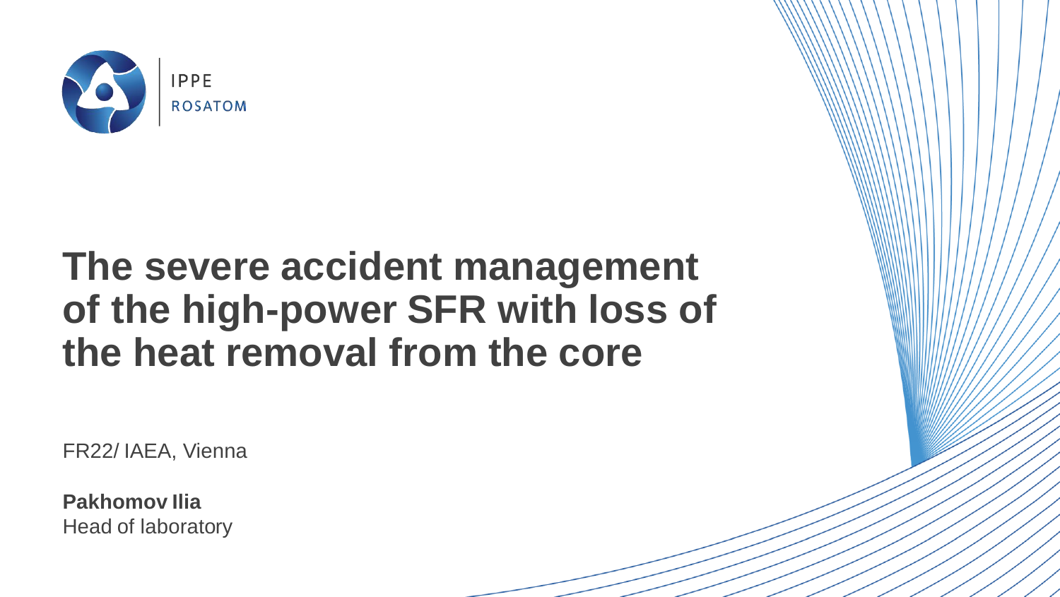IPPE
ROSATOM

# The severe accident management of the high-power SFR with loss of the heat removal from the core

FR22/ IAEA, Vienna

**Pakhomov Ilia**
Head of laboratory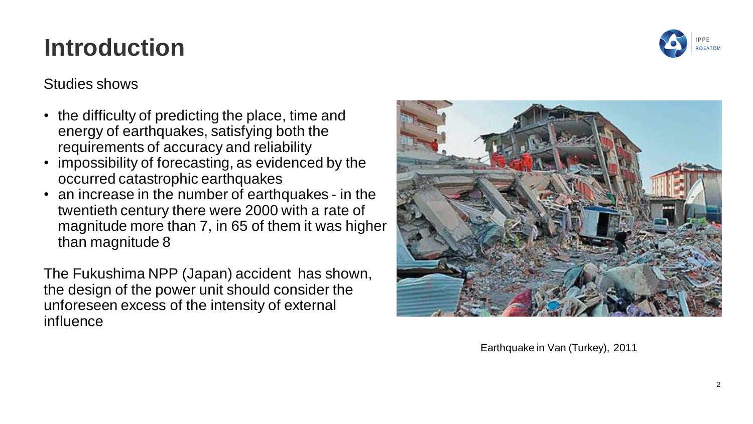# Introduction

Studies shows

- the difficulty of predicting the place, time and energy of earthquakes, satisfying both the requirements of accuracy and reliability
- impossibility of forecasting, as evidenced by the occurred catastrophic earthquakes
- an increase in the number of earthquakes - in the twentieth century there were 2000 with a rate of magnitude more than 7, in 65 of them it was higher than magnitude 8

The Fukushima NPP (Japan) accident has shown, the design of the power unit should consider the unforeseen excess of the intensity of external influence

Earthquake in Van (Turkey), 2011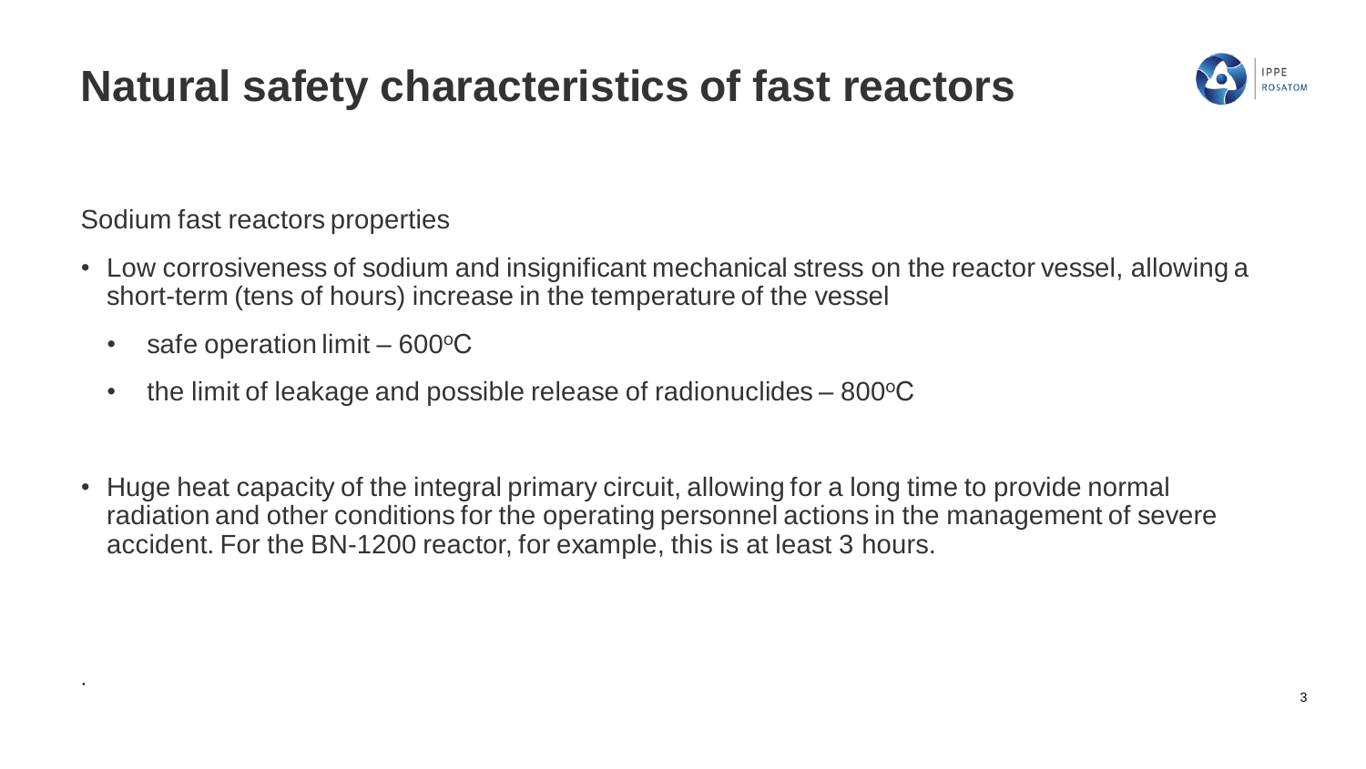# Natural safety characteristics of fast reactors

Sodium fast reactors properties

- Low corrosiveness of sodium and insignificant mechanical stress on the reactor vessel, allowing a short-term (tens of hours) increase in the temperature of the vessel
  - safe operation limit – 600$^{o}$C
  - the limit of leakage and possible release of radionuclides – 800$^{o}$C

- Huge heat capacity of the integral primary circuit, allowing for a long time to provide normal radiation and other conditions for the operating personnel actions in the management of severe accident. For the BN-1200 reactor, for example, this is at least 3 hours.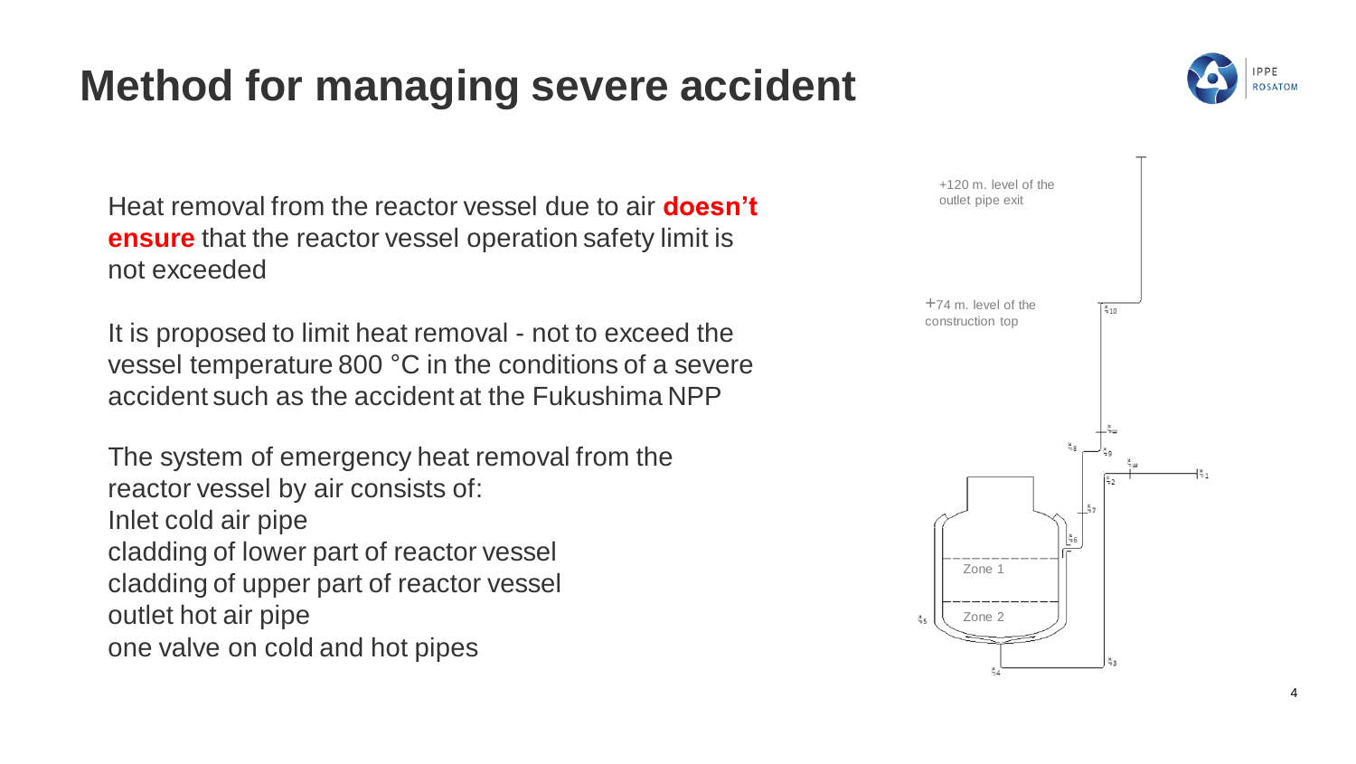# Method for managing severe accident

Heat removal from the reactor vessel due to air **doesn't ensure** that the reactor vessel operation safety limit is not exceeded

It is proposed to limit heat removal - not to exceed the vessel temperature 800 °C in the conditions of a severe accident such as the accident at the Fukushima NPP

The system of emergency heat removal from the reactor vessel by air consists of:
Inlet cold air pipe
cladding of lower part of reactor vessel
cladding of upper part of reactor vessel
outlet hot air pipe
one valve on cold and hot pipes

+120 m. level of the outlet pipe exit

+74 m. level of the construction top

Zone 1

Zone 2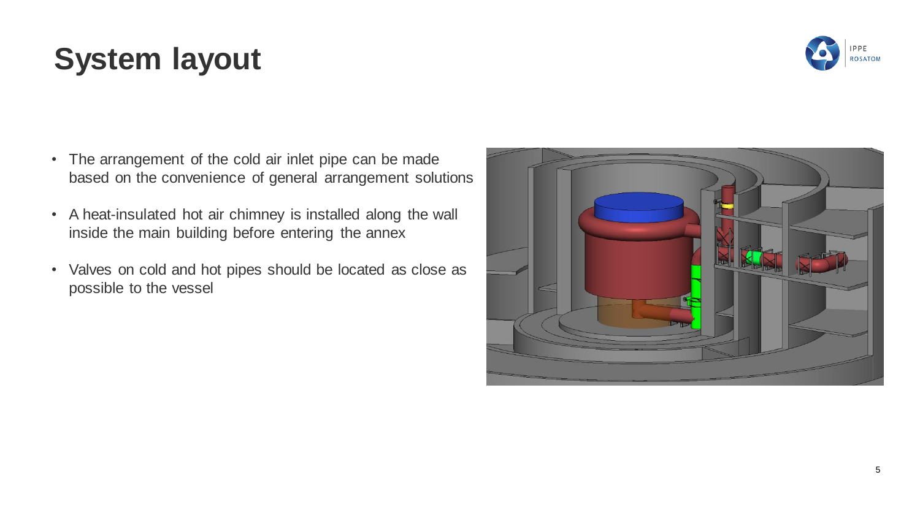# System layout

- The arrangement of the cold air inlet pipe can be made based on the convenience of general arrangement solutions
- A heat-insulated hot air chimney is installed along the wall inside the main building before entering the annex
- Valves on cold and hot pipes should be located as close as possible to the vessel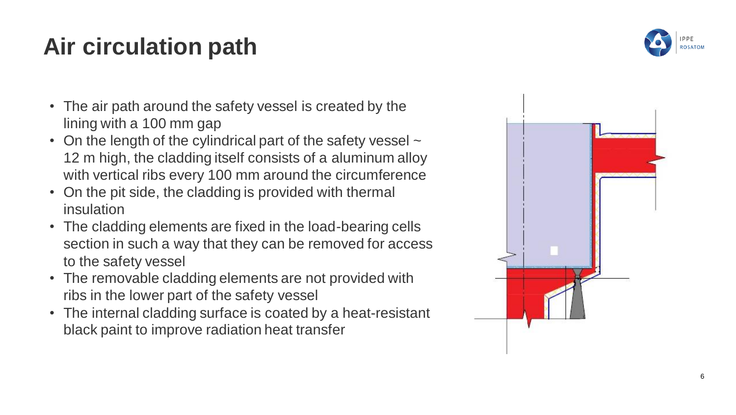# Air circulation path

- The air path around the safety vessel is created by the lining with a 100 mm gap
- On the length of the cylindrical part of the safety vessel ~ 12 m high, the cladding itself consists of a aluminum alloy with vertical ribs every 100 mm around the circumference
- On the pit side, the cladding is provided with thermal insulation
- The cladding elements are fixed in the load-bearing cells section in such a way that they can be removed for access to the safety vessel
- The removable cladding elements are not provided with ribs in the lower part of the safety vessel
- The internal cladding surface is coated by a heat-resistant black paint to improve radiation heat transfer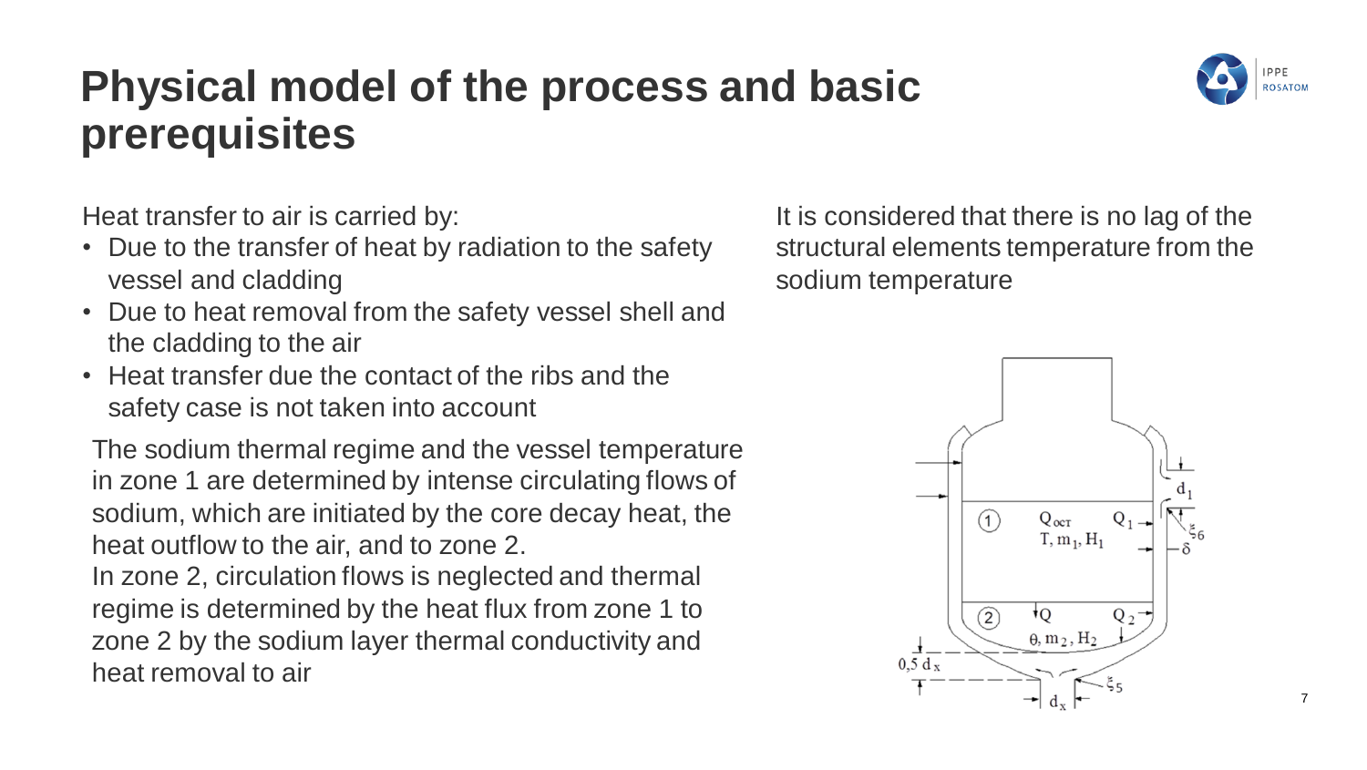# Physical model of the process and basic prerequisites

Heat transfer to air is carried by:

- Due to the transfer of heat by radiation to the safety vessel and cladding
- Due to heat removal from the safety vessel shell and the cladding to the air
- Heat transfer due the contact of the ribs and the safety case is not taken into account

The sodium thermal regime and the vessel temperature in zone 1 are determined by intense circulating flows of sodium, which are initiated by the core decay heat, the heat outflow to the air, and to zone 2.

In zone 2, circulation flows is neglected and thermal regime is determined by the heat flux from zone 1 to zone 2 by the sodium layer thermal conductivity and heat removal to air

It is considered that there is no lag of the structural elements temperature from the sodium temperature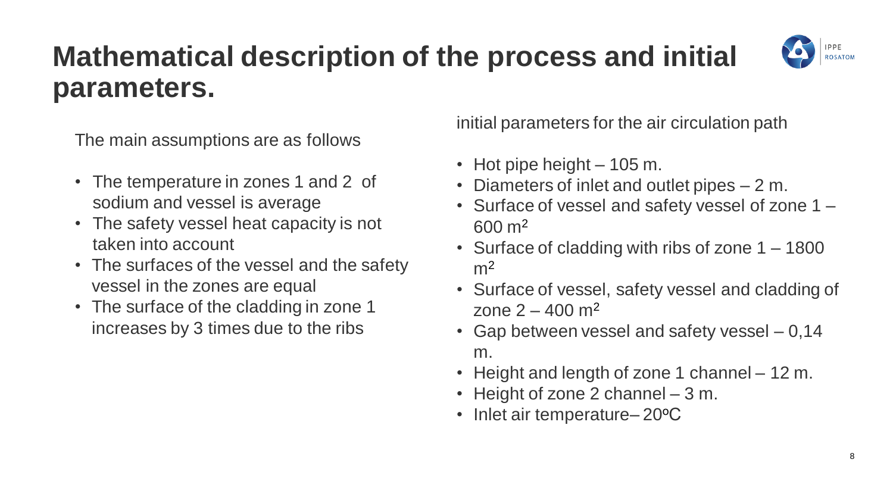# Mathematical description of the process and initial parameters.

The main assumptions are as follows

- The temperature in zones 1 and 2 of sodium and vessel is average
- The safety vessel heat capacity is not taken into account
- The surfaces of the vessel and the safety vessel in the zones are equal
- The surface of the cladding in zone 1 increases by 3 times due to the ribs

initial parameters for the air circulation path

- Hot pipe height – 105 m.
- Diameters of inlet and outlet pipes – 2 m.
- Surface of vessel and safety vessel of zone 1 – 600 $m^2$
- Surface of cladding with ribs of zone 1 – 1800 $m^2$
- Surface of vessel, safety vessel and cladding of zone 2 – 400 $m^2$
- Gap between vessel and safety vessel – 0,14 m.
- Height and length of zone 1 channel – 12 m.
- Height of zone 2 channel – 3 m.
- Inlet air temperature– 20ºC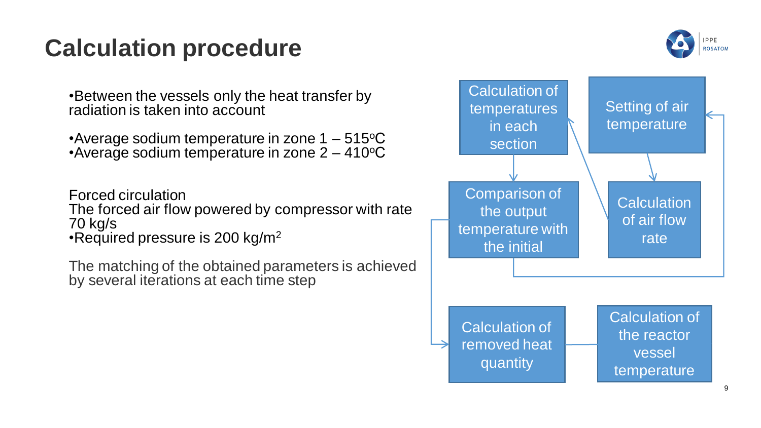# Calculation procedure

- Between the vessels only the heat transfer by radiation is taken into account

- Average sodium temperature in zone 1 – 515°C
- Average sodium temperature in zone 2 – 410°C

Forced circulation
The forced air flow powered by compressor with rate 70 kg/s
- Required pressure is 200 kg/m$^2$

The matching of the obtained parameters is achieved by several iterations at each time step

Calculation of temperatures in each section

Setting of air temperature

Comparison of the output temperature with the initial

Calculation of air flow rate

Calculation of removed heat quantity

Calculation of the reactor vessel temperature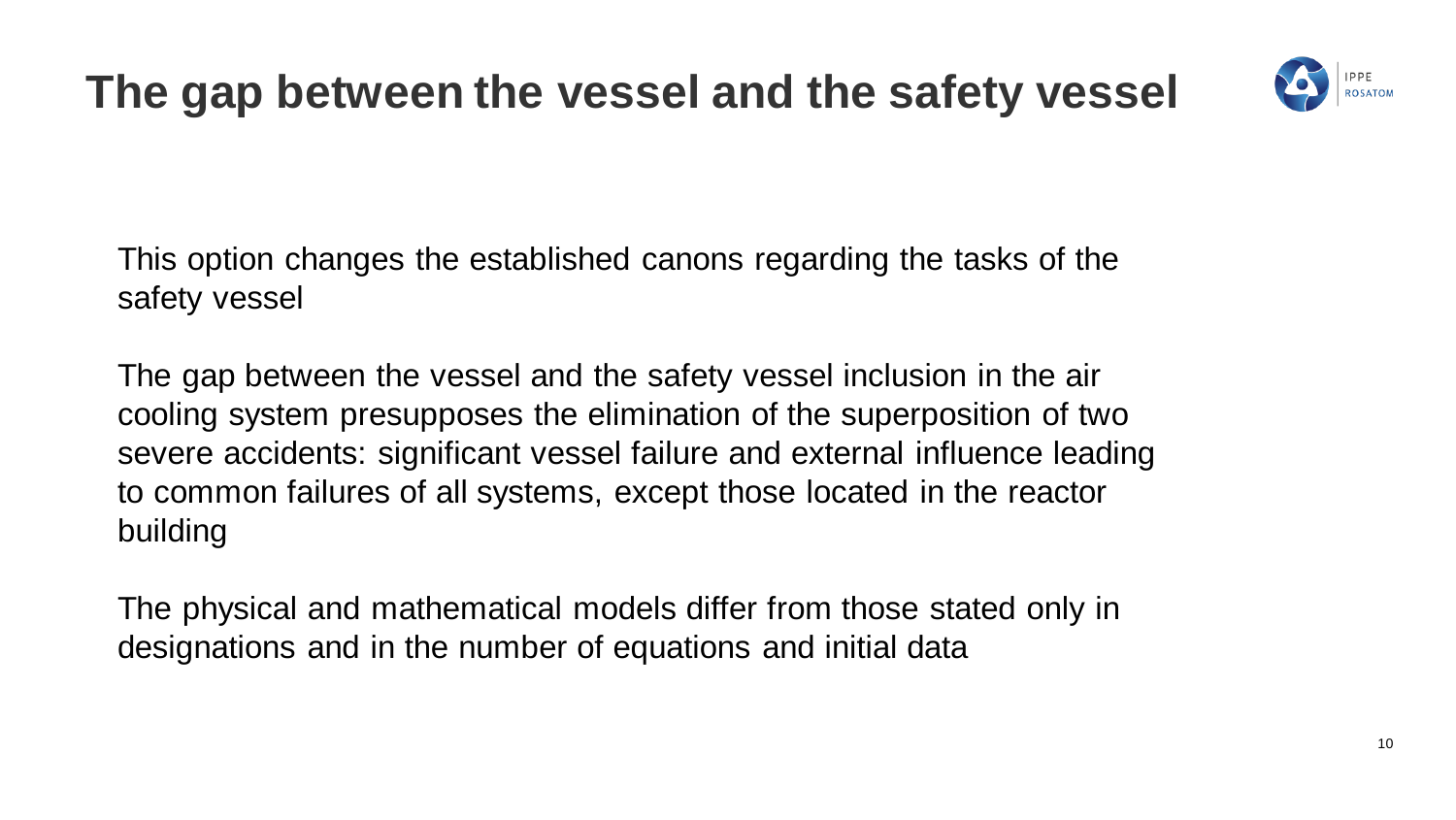# The gap between the vessel and the safety vessel

This option changes the established canons regarding the tasks of the safety vessel

The gap between the vessel and the safety vessel inclusion in the air cooling system presupposes the elimination of the superposition of two severe accidents: significant vessel failure and external influence leading to common failures of all systems, except those located in the reactor building

The physical and mathematical models differ from those stated only in designations and in the number of equations and initial data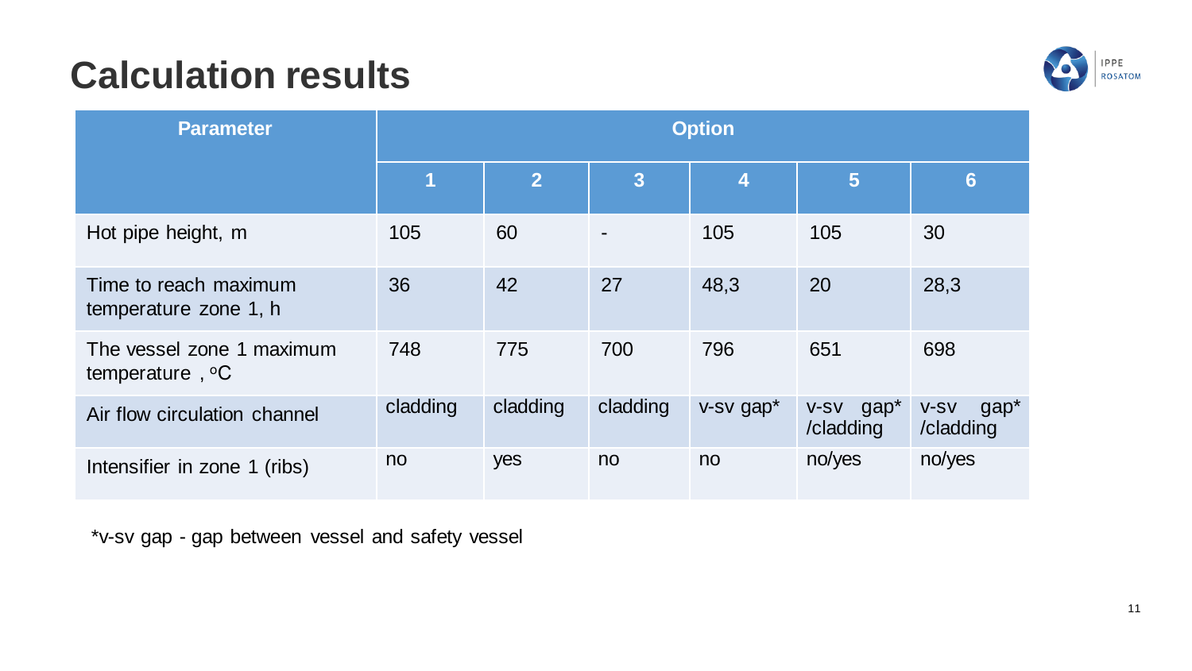# Calculation results

| Parameter | Option | | | | | |
|---|---|---|---|---|---|---|
| | 1 | 2 | 3 | 4 | 5 | 6 |
| Hot pipe height, m | 105 | 60 | - | 105 | 105 | 30 |
| Time to reach maximum temperature zone 1, h | 36 | 42 | 27 | 48,3 | 20 | 28,3 |
| The vessel zone 1 maximum temperature , $^{o}C$ | 748 | 775 | 700 | 796 | 651 | 698 |
| Air flow circulation channel | cladding | cladding | cladding | v-sv gap* | v-sv gap* /cladding | v-sv gap* /cladding |
| Intensifier in zone 1 (ribs) | no | yes | no | no | no/yes | no/yes |

*v-sv gap - gap between vessel and safety vessel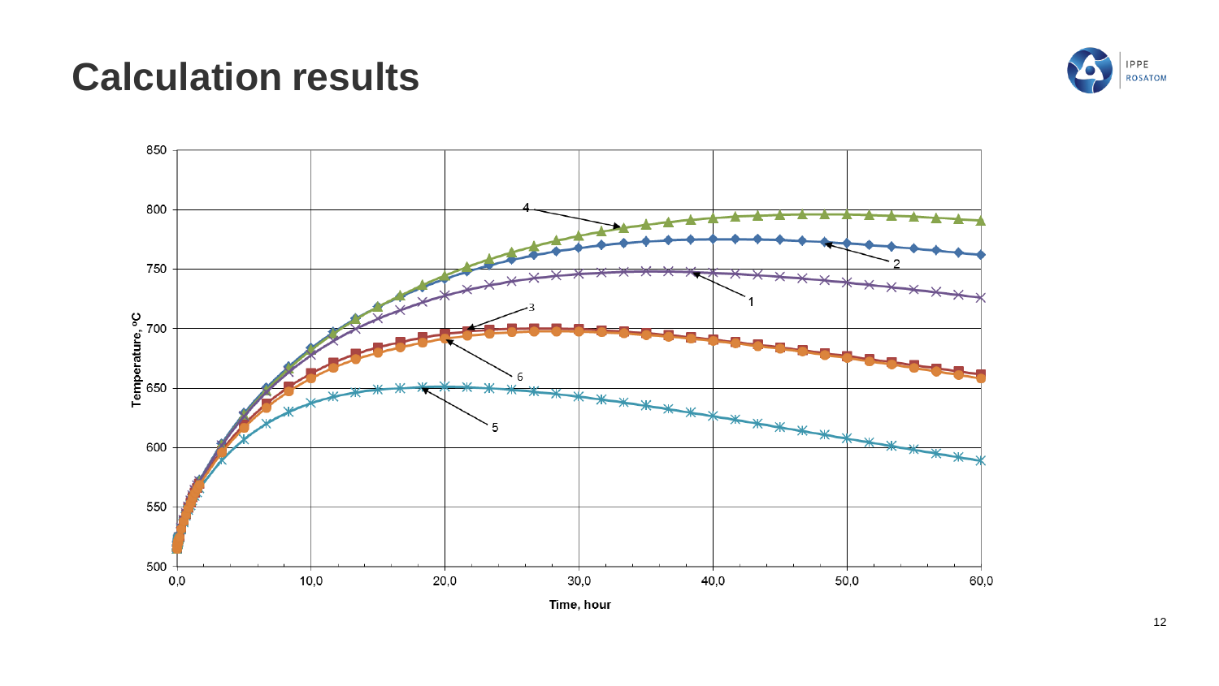# Calculation results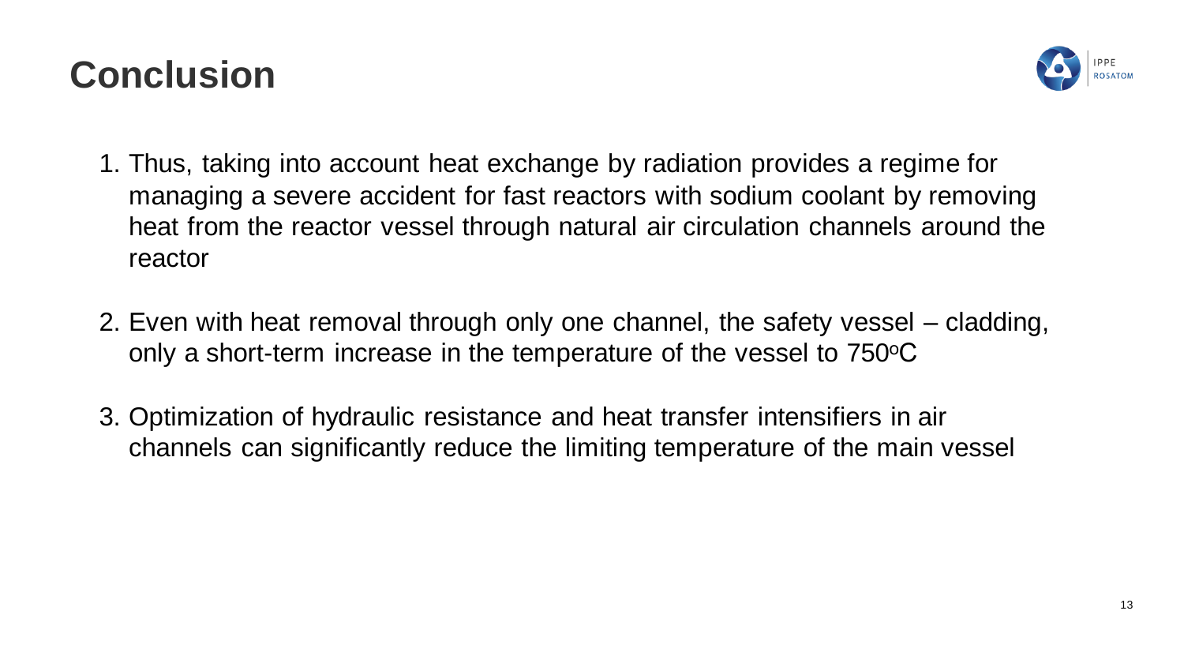# Conclusion

1. Thus, taking into account heat exchange by radiation provides a regime for managing a severe accident for fast reactors with sodium coolant by removing heat from the reactor vessel through natural air circulation channels around the reactor

2. Even with heat removal through only one channel, the safety vessel – cladding, only a short-term increase in the temperature of the vessel to 750$^{o}$C

3. Optimization of hydraulic resistance and heat transfer intensifiers in air channels can significantly reduce the limiting temperature of the main vessel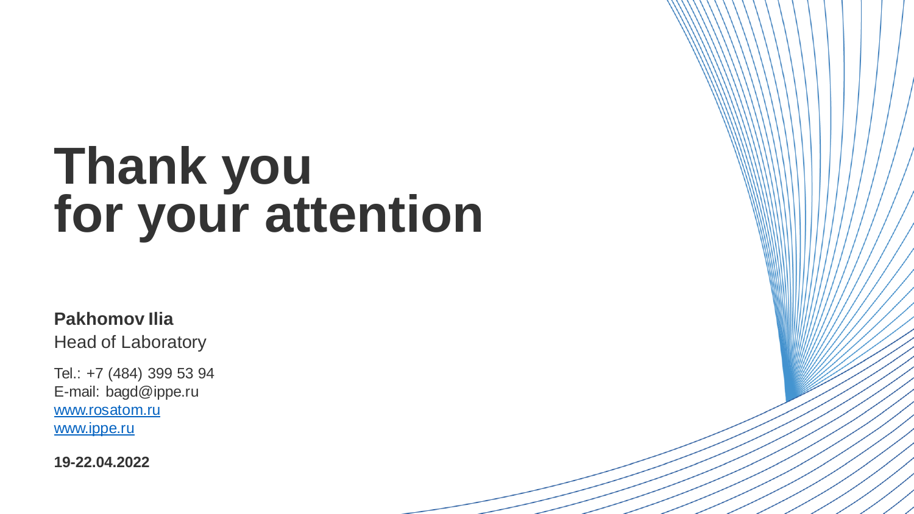# Thank you for your attention

**Pakhomov Ilia**
Head of Laboratory

Tel.: +7 (484) 399 53 94
E-mail: bagd@ippe.ru
[www.rosatom.ru](http://www.rosatom.ru)
[www.ippe.ru](http://www.ippe.ru)

**19-22.04.2022**